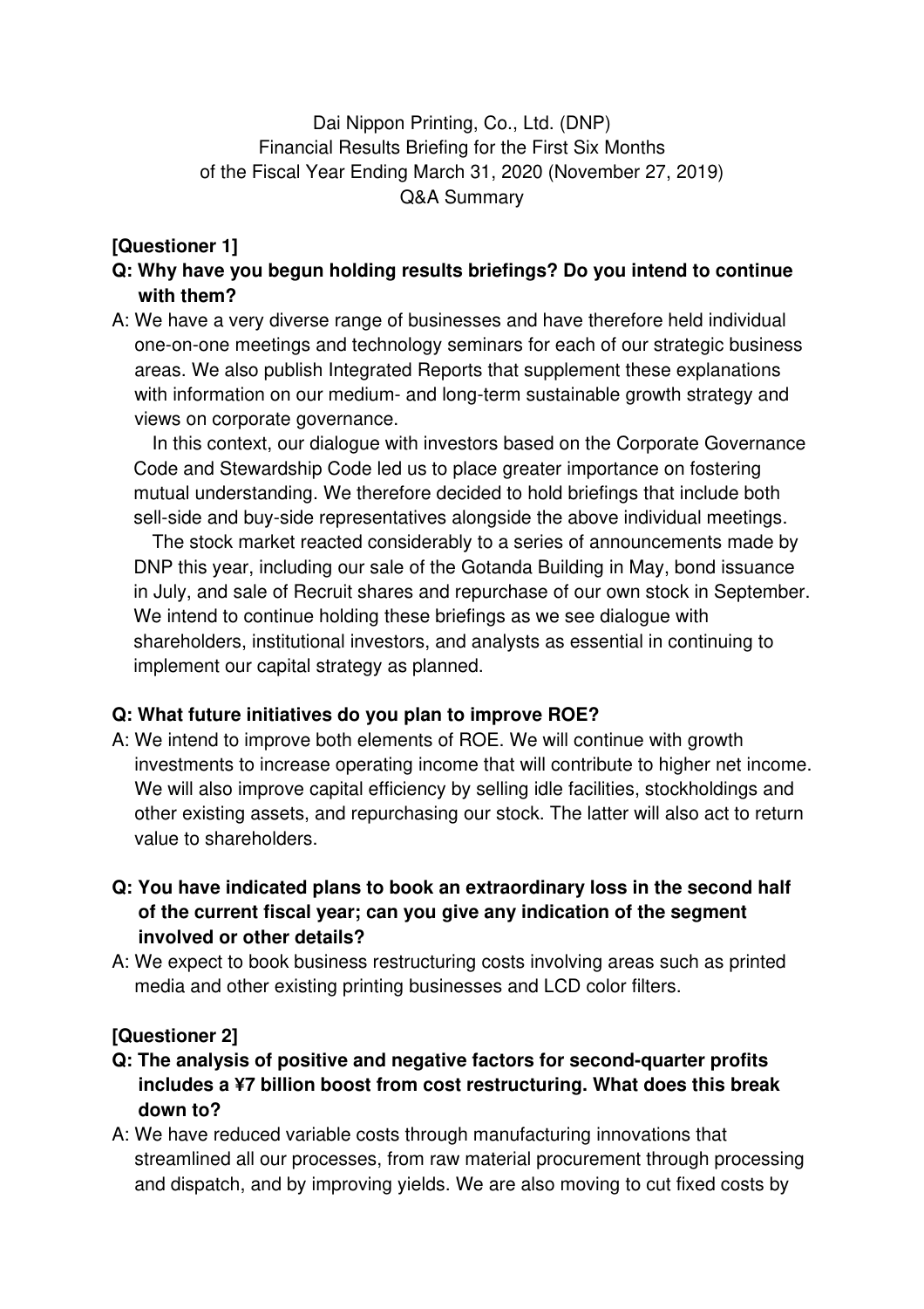Dai Nippon Printing, Co., Ltd. (DNP)
Financial Results Briefing for the First Six Months
of the Fiscal Year Ending March 31, 2020 (November 27, 2019)
Q&A Summary

**[Questioner 1]**

**Q: Why have you begun holding results briefings? Do you intend to continue with them?**

A: We have a very diverse range of businesses and have therefore held individual one-on-one meetings and technology seminars for each of our strategic business areas. We also publish Integrated Reports that supplement these explanations with information on our medium- and long-term sustainable growth strategy and views on corporate governance.

In this context, our dialogue with investors based on the Corporate Governance Code and Stewardship Code led us to place greater importance on fostering mutual understanding. We therefore decided to hold briefings that include both sell-side and buy-side representatives alongside the above individual meetings.

The stock market reacted considerably to a series of announcements made by DNP this year, including our sale of the Gotanda Building in May, bond issuance in July, and sale of Recruit shares and repurchase of our own stock in September. We intend to continue holding these briefings as we see dialogue with shareholders, institutional investors, and analysts as essential in continuing to implement our capital strategy as planned.

**Q: What future initiatives do you plan to improve ROE?**

A: We intend to improve both elements of ROE. We will continue with growth investments to increase operating income that will contribute to higher net income. We will also improve capital efficiency by selling idle facilities, stockholdings and other existing assets, and repurchasing our stock. The latter will also act to return value to shareholders.

**Q: You have indicated plans to book an extraordinary loss in the second half of the current fiscal year; can you give any indication of the segment involved or other details?**

A: We expect to book business restructuring costs involving areas such as printed media and other existing printing businesses and LCD color filters.

**[Questioner 2]**

**Q: The analysis of positive and negative factors for second-quarter profits includes a ¥7 billion boost from cost restructuring. What does this break down to?**

A: We have reduced variable costs through manufacturing innovations that streamlined all our processes, from raw material procurement through processing and dispatch, and by improving yields. We are also moving to cut fixed costs by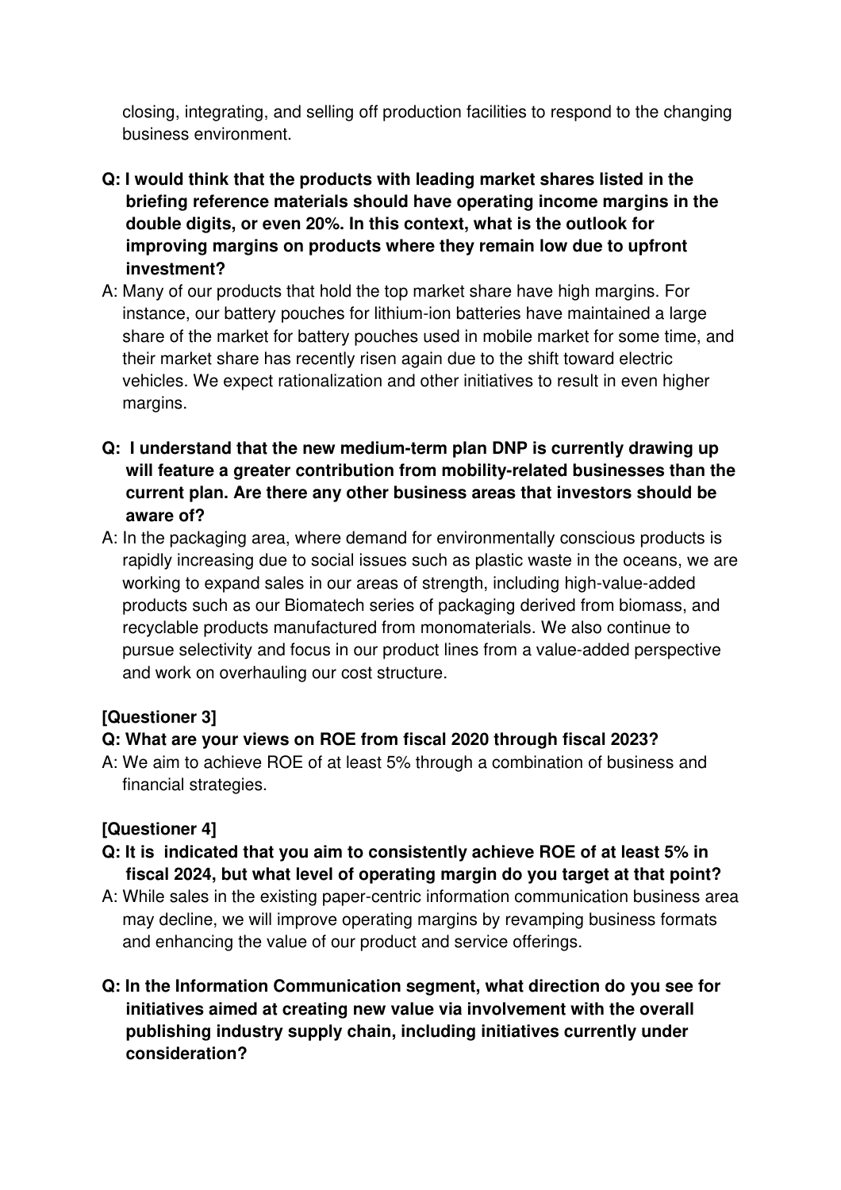closing, integrating, and selling off production facilities to respond to the changing business environment.

**Q: I would think that the products with leading market shares listed in the briefing reference materials should have operating income margins in the double digits, or even 20%. In this context, what is the outlook for improving margins on products where they remain low due to upfront investment?**

A: Many of our products that hold the top market share have high margins. For instance, our battery pouches for lithium-ion batteries have maintained a large share of the market for battery pouches used in mobile market for some time, and their market share has recently risen again due to the shift toward electric vehicles. We expect rationalization and other initiatives to result in even higher margins.

**Q: I understand that the new medium-term plan DNP is currently drawing up will feature a greater contribution from mobility-related businesses than the current plan. Are there any other business areas that investors should be aware of?**

A: In the packaging area, where demand for environmentally conscious products is rapidly increasing due to social issues such as plastic waste in the oceans, we are working to expand sales in our areas of strength, including high-value-added products such as our Biomatech series of packaging derived from biomass, and recyclable products manufactured from monomaterials. We also continue to pursue selectivity and focus in our product lines from a value-added perspective and work on overhauling our cost structure.

**[Questioner 3]**

**Q: What are your views on ROE from fiscal 2020 through fiscal 2023?**

A: We aim to achieve ROE of at least 5% through a combination of business and financial strategies.

**[Questioner 4]**

**Q: It is indicated that you aim to consistently achieve ROE of at least 5% in fiscal 2024, but what level of operating margin do you target at that point?**

A: While sales in the existing paper-centric information communication business area may decline, we will improve operating margins by revamping business formats and enhancing the value of our product and service offerings.

**Q: In the Information Communication segment, what direction do you see for initiatives aimed at creating new value via involvement with the overall publishing industry supply chain, including initiatives currently under consideration?**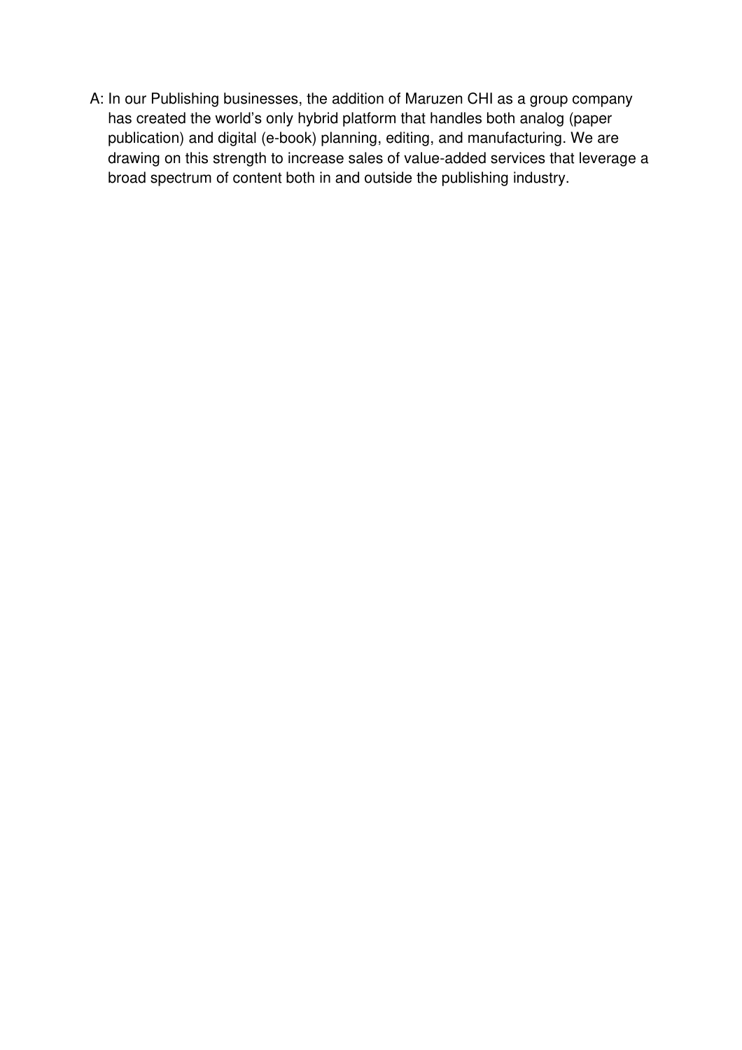A: In our Publishing businesses, the addition of Maruzen CHI as a group company has created the world's only hybrid platform that handles both analog (paper publication) and digital (e-book) planning, editing, and manufacturing. We are drawing on this strength to increase sales of value-added services that leverage a broad spectrum of content both in and outside the publishing industry.